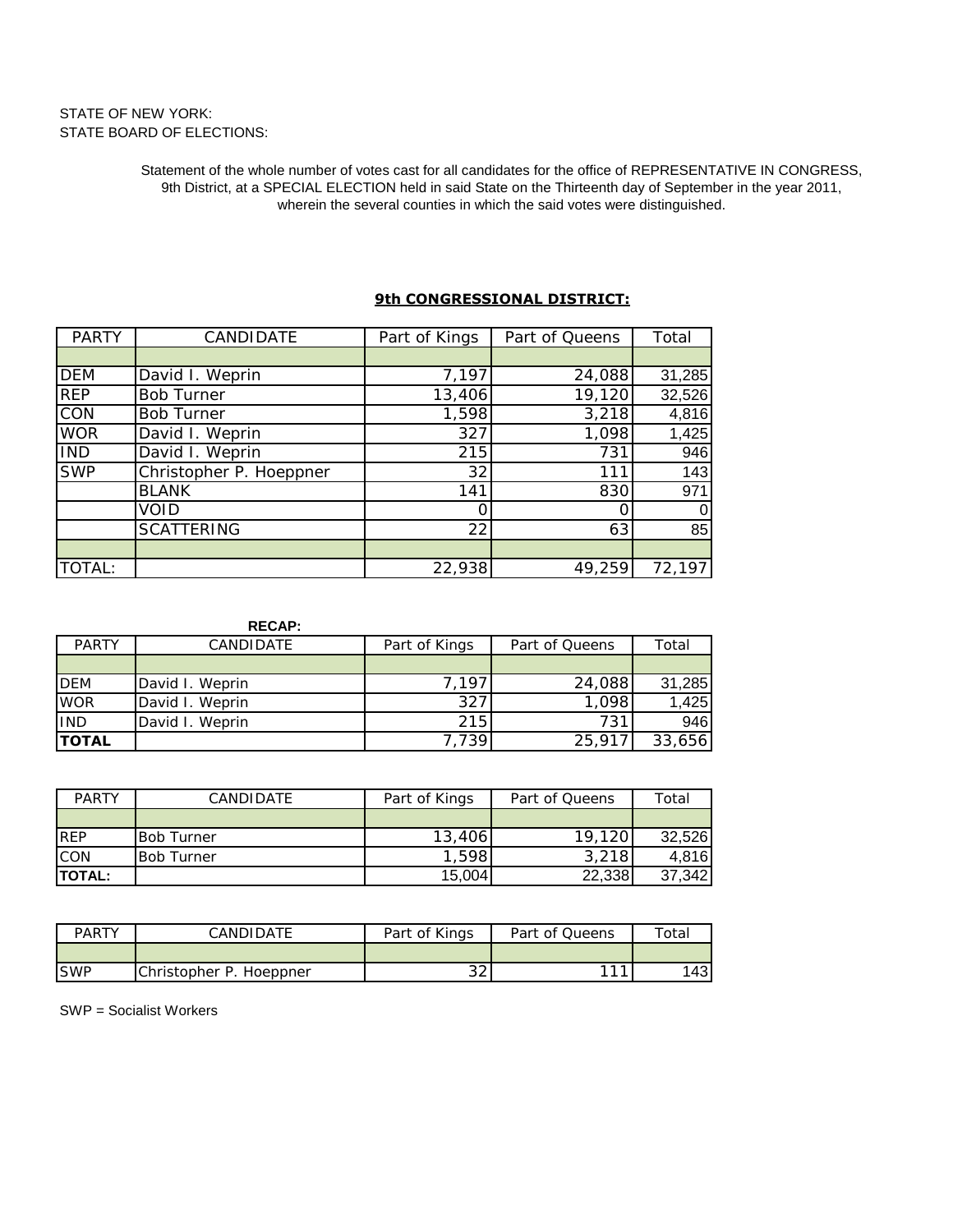STATE OF NEW YORK:
STATE BOARD OF ELECTIONS:

Statement of the whole number of votes cast for all candidates for the office of REPRESENTATIVE IN CONGRESS, 9th District, at a SPECIAL ELECTION held in said State on the Thirteenth day of September in the year 2011, wherein the several counties in which the said votes were distinguished.

## 9th CONGRESSIONAL DISTRICT:

| PARTY | CANDIDATE | Part of Kings | Part of Queens | Total |
|---|---|---|---|---|
| | | | | |
| DEM | David I. Weprin | 7,197 | 24,088 | 31,285 |
| REP | Bob Turner | 13,406 | 19,120 | 32,526 |
| CON | Bob Turner | 1,598 | 3,218 | 4,816 |
| WOR | David I. Weprin | 327 | 1,098 | 1,425 |
| IND | David I. Weprin | 215 | 731 | 946 |
| SWP | Christopher P. Hoeppner | 32 | 111 | 143 |
| | BLANK | 141 | 830 | 971 |
| | VOID | 0 | 0 | 0 |
| | SCATTERING | 22 | 63 | 85 |
| | | | | |
| TOTAL: | | 22,938 | 49,259 | 72,197 |

**RECAP:**

| PARTY | CANDIDATE | Part of Kings | Part of Queens | Total |
|---|---|---|---|---|
| | | | | |
| DEM | David I. Weprin | 7,197 | 24,088 | 31,285 |
| WOR | David I. Weprin | 327 | 1,098 | 1,425 |
| IND | David I. Weprin | 215 | 731 | 946 |
| **TOTAL** | | 7,739 | 25,917 | 33,656 |

| PARTY | CANDIDATE | Part of Kings | Part of Queens | Total |
|---|---|---|---|---|
| | | | | |
| REP | Bob Turner | 13,406 | 19,120 | 32,526 |
| CON | Bob Turner | 1,598 | 3,218 | 4,816 |
| **TOTAL:** | | 15,004 | 22,338 | 37,342 |

| PARTY | CANDIDATE | Part of Kings | Part of Queens | Total |
|---|---|---|---|---|
| | | | | |
| SWP | Christopher P. Hoeppner | 32 | 111 | 143 |

SWP = Socialist Workers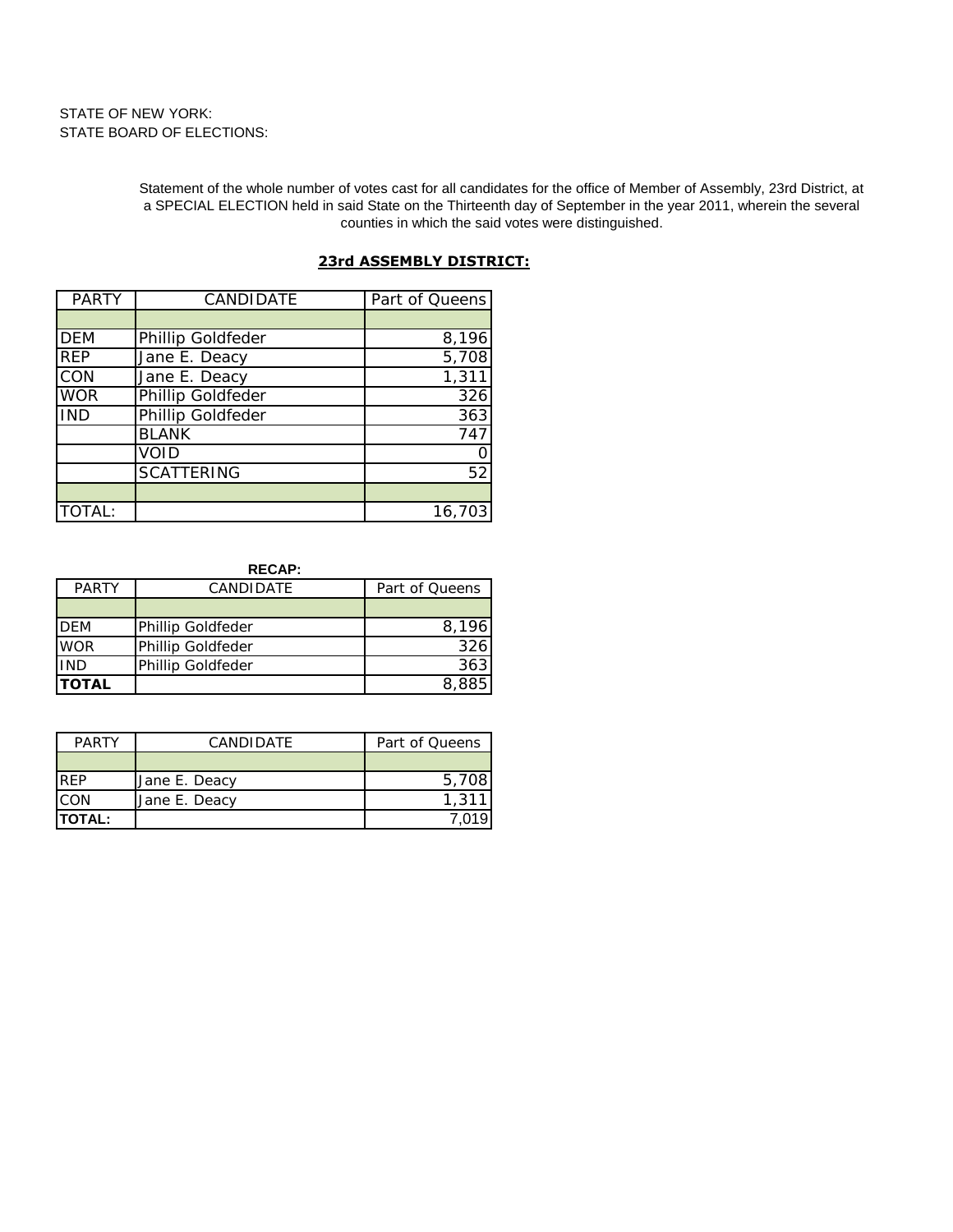STATE OF NEW YORK:
STATE BOARD OF ELECTIONS:

Statement of the whole number of votes cast for all candidates for the office of Member of Assembly, 23rd District, at a SPECIAL ELECTION held in said State on the Thirteenth day of September in the year 2011, wherein the several counties in which the said votes were distinguished.

## 23rd ASSEMBLY DISTRICT:

| PARTY | CANDIDATE | Part of Queens |
|---|---|---|
| | | |
| DEM | Phillip Goldfeder | 8,196 |
| REP | Jane E. Deacy | 5,708 |
| CON | Jane E. Deacy | 1,311 |
| WOR | Phillip Goldfeder | 326 |
| IND | Phillip Goldfeder | 363 |
| | BLANK | 747 |
| | VOID | 0 |
| | SCATTERING | 52 |
| | | |
| TOTAL: | | 16,703 |

**RECAP:**

| PARTY | CANDIDATE | Part of Queens |
|---|---|---|
| | | |
| DEM | Phillip Goldfeder | 8,196 |
| WOR | Phillip Goldfeder | 326 |
| IND | Phillip Goldfeder | 363 |
| **TOTAL** | | 8,885 |

| PARTY | CANDIDATE | Part of Queens |
|---|---|---|
| | | |
| REP | Jane E. Deacy | 5,708 |
| CON | Jane E. Deacy | 1,311 |
| **TOTAL:** | | 7,019 |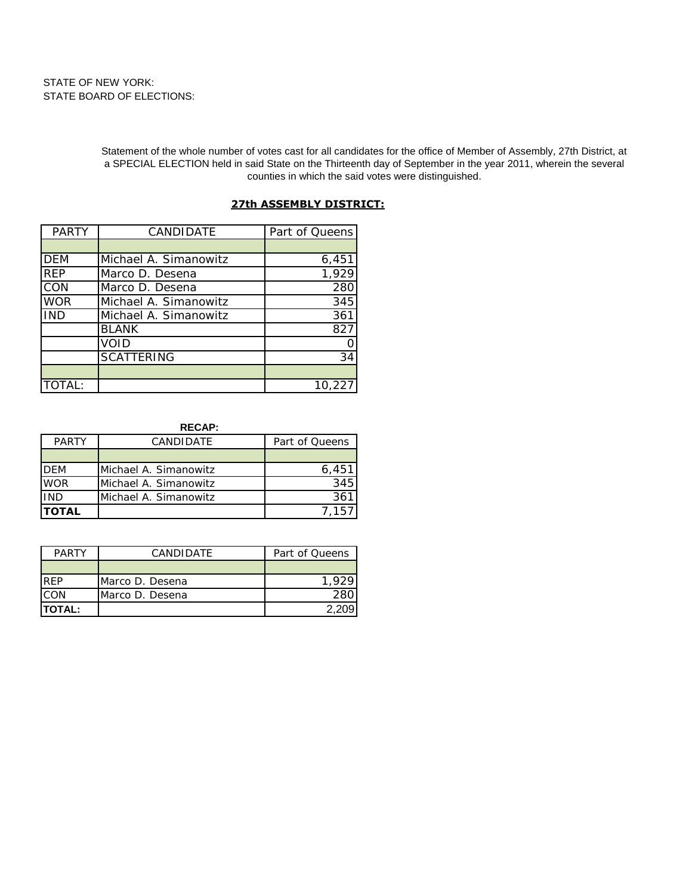STATE OF NEW YORK:
STATE BOARD OF ELECTIONS:

Statement of the whole number of votes cast for all candidates for the office of Member of Assembly, 27th District, at a SPECIAL ELECTION held in said State on the Thirteenth day of September in the year 2011, wherein the several counties in which the said votes were distinguished.

## 27th ASSEMBLY DISTRICT:

| PARTY | CANDIDATE | Part of Queens |
|---|---|---|
| | | |
| DEM | Michael A. Simanowitz | 6,451 |
| REP | Marco D. Desena | 1,929 |
| CON | Marco D. Desena | 280 |
| WOR | Michael A. Simanowitz | 345 |
| IND | Michael A. Simanowitz | 361 |
| | BLANK | 827 |
| | VOID | 0 |
| | SCATTERING | 34 |
| | | |
| TOTAL: | | 10,227 |

**RECAP:**

| PARTY | CANDIDATE | Part of Queens |
|---|---|---|
| | | |
| DEM | Michael A. Simanowitz | 6,451 |
| WOR | Michael A. Simanowitz | 345 |
| IND | Michael A. Simanowitz | 361 |
| **TOTAL** | | 7,157 |

| PARTY | CANDIDATE | Part of Queens |
|---|---|---|
| | | |
| REP | Marco D. Desena | 1,929 |
| CON | Marco D. Desena | 280 |
| **TOTAL:** | | 2,209 |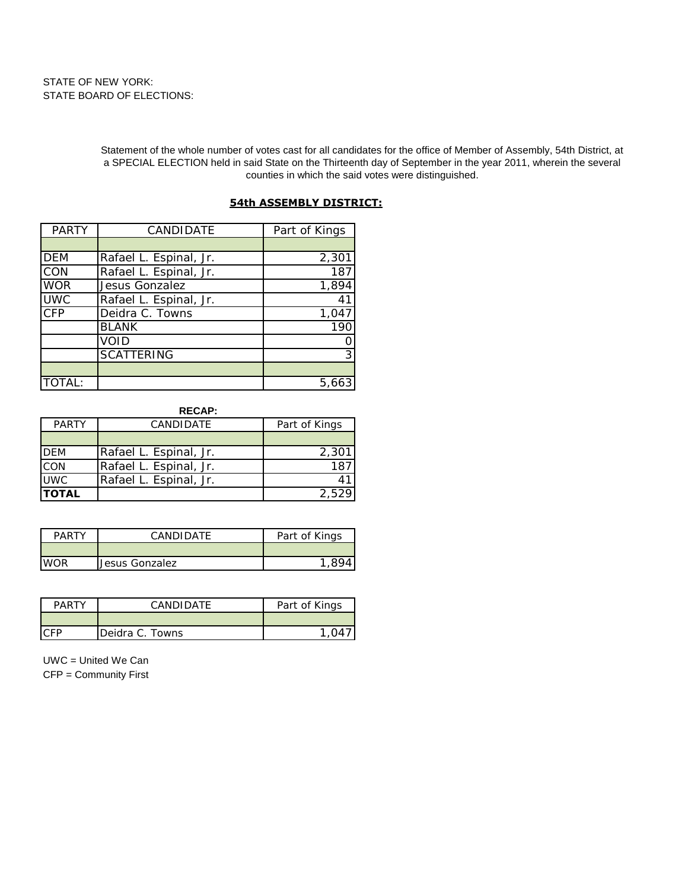STATE OF NEW YORK:
STATE BOARD OF ELECTIONS:

Statement of the whole number of votes cast for all candidates for the office of Member of Assembly, 54th District, at a SPECIAL ELECTION held in said State on the Thirteenth day of September in the year 2011, wherein the several counties in which the said votes were distinguished.

## 54th ASSEMBLY DISTRICT:

| PARTY | CANDIDATE | Part of Kings |
|---|---|---|
| | | |
| DEM | Rafael L. Espinal, Jr. | 2,301 |
| CON | Rafael L. Espinal, Jr. | 187 |
| WOR | Jesus Gonzalez | 1,894 |
| UWC | Rafael L. Espinal, Jr. | 41 |
| CFP | Deidra C. Towns | 1,047 |
| | BLANK | 190 |
| | VOID | 0 |
| | SCATTERING | 3 |
| | | |
| TOTAL: | | 5,663 |

**RECAP:**

| PARTY | CANDIDATE | Part of Kings |
|---|---|---|
| | | |
| DEM | Rafael L. Espinal, Jr. | 2,301 |
| CON | Rafael L. Espinal, Jr. | 187 |
| UWC | Rafael L. Espinal, Jr. | 41 |
| **TOTAL** | | 2,529 |

| PARTY | CANDIDATE | Part of Kings |
|---|---|---|
| | | |
| WOR | Jesus Gonzalez | 1,894 |

| PARTY | CANDIDATE | Part of Kings |
|---|---|---|
| | | |
| CFP | Deidra C. Towns | 1,047 |

UWC = United We Can
CFP = Community First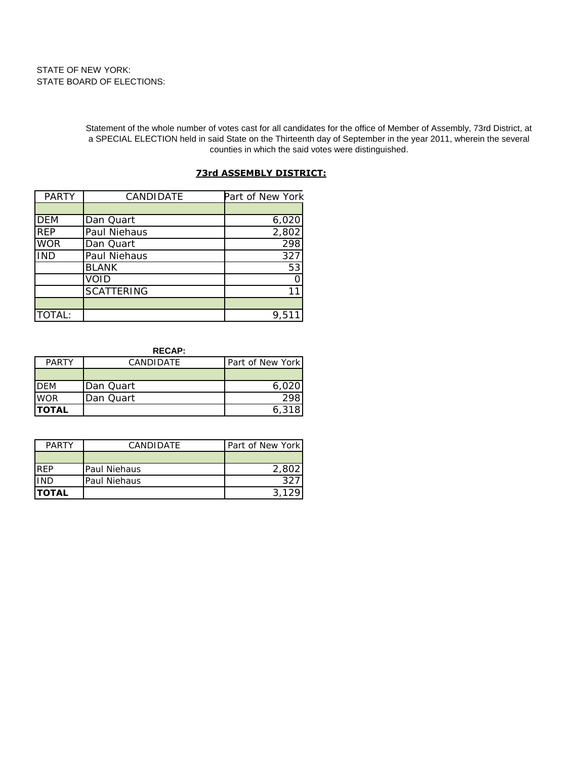STATE OF NEW YORK:
STATE BOARD OF ELECTIONS:

Statement of the whole number of votes cast for all candidates for the office of Member of Assembly, 73rd District, at a SPECIAL ELECTION held in said State on the Thirteenth day of September in the year 2011, wherein the several counties in which the said votes were distinguished.

## 73rd ASSEMBLY DISTRICT:

| PARTY | CANDIDATE | Part of New York |
|---|---|---|
| | | |
| DEM | Dan Quart | 6,020 |
| REP | Paul Niehaus | 2,802 |
| WOR | Dan Quart | 298 |
| IND | Paul Niehaus | 327 |
| | BLANK | 53 |
| | VOID | 0 |
| | SCATTERING | 11 |
| | | |
| TOTAL: | | 9,511 |

**RECAP:**

| PARTY | CANDIDATE | Part of New York |
|---|---|---|
| | | |
| DEM | Dan Quart | 6,020 |
| WOR | Dan Quart | 298 |
| **TOTAL** | | 6,318 |

| PARTY | CANDIDATE | Part of New York |
|---|---|---|
| | | |
| REP | Paul Niehaus | 2,802 |
| IND | Paul Niehaus | 327 |
| **TOTAL** | | 3,129 |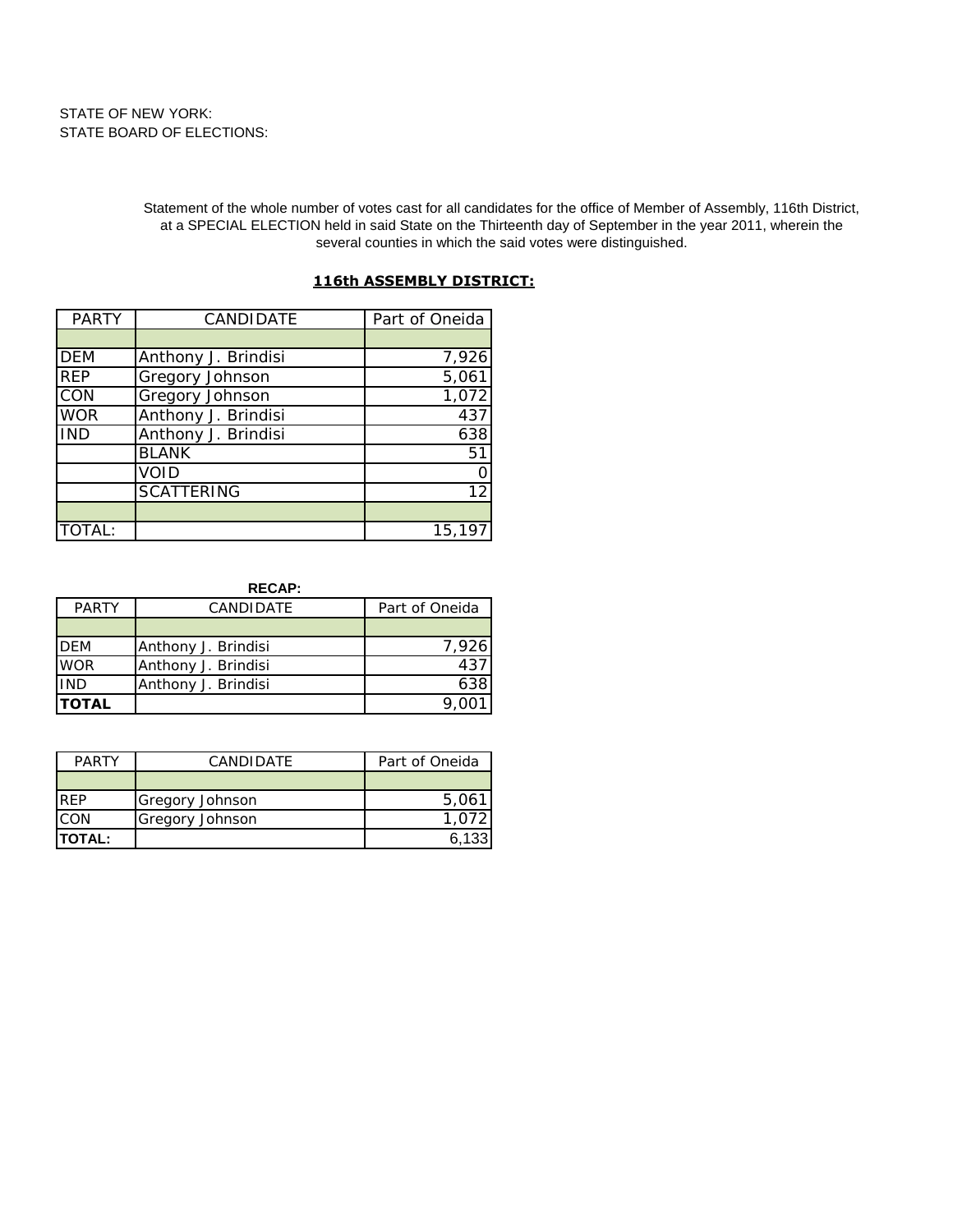STATE OF NEW YORK:
STATE BOARD OF ELECTIONS:

Statement of the whole number of votes cast for all candidates for the office of Member of Assembly, 116th District, at a SPECIAL ELECTION held in said State on the Thirteenth day of September in the year 2011, wherein the several counties in which the said votes were distinguished.

**116th ASSEMBLY DISTRICT:**

| PARTY | CANDIDATE | Part of Oneida |
|---|---|---|
| | | |
| DEM | Anthony J. Brindisi | 7,926 |
| REP | Gregory Johnson | 5,061 |
| CON | Gregory Johnson | 1,072 |
| WOR | Anthony J. Brindisi | 437 |
| IND | Anthony J. Brindisi | 638 |
| | BLANK | 51 |
| | VOID | 0 |
| | SCATTERING | 12 |
| | | |
| TOTAL: | | 15,197 |

**RECAP:**

| PARTY | CANDIDATE | Part of Oneida |
|---|---|---|
| | | |
| DEM | Anthony J. Brindisi | 7,926 |
| WOR | Anthony J. Brindisi | 437 |
| IND | Anthony J. Brindisi | 638 |
| **TOTAL** | | 9,001 |

| PARTY | CANDIDATE | Part of Oneida |
|---|---|---|
| | | |
| REP | Gregory Johnson | 5,061 |
| CON | Gregory Johnson | 1,072 |
| **TOTAL:** | | 6,133 |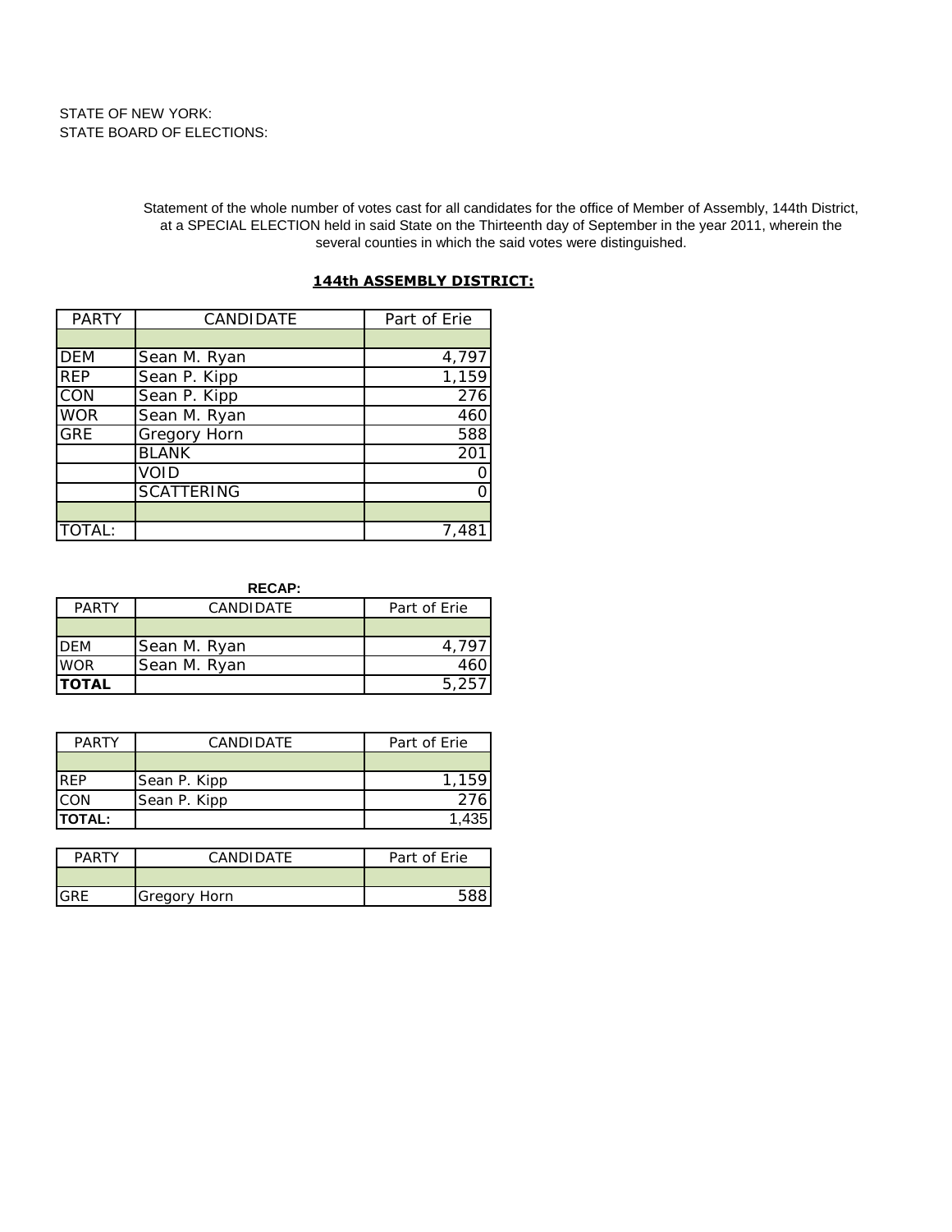STATE OF NEW YORK:
STATE BOARD OF ELECTIONS:

Statement of the whole number of votes cast for all candidates for the office of Member of Assembly, 144th District, at a SPECIAL ELECTION held in said State on the Thirteenth day of September in the year 2011, wherein the several counties in which the said votes were distinguished.

## 144th ASSEMBLY DISTRICT:

| PARTY | CANDIDATE | Part of Erie |
|---|---|---|
| | | |
| DEM | Sean M. Ryan | 4,797 |
| REP | Sean P. Kipp | 1,159 |
| CON | Sean P. Kipp | 276 |
| WOR | Sean M. Ryan | 460 |
| GRE | Gregory Horn | 588 |
| | BLANK | 201 |
| | VOID | 0 |
| | SCATTERING | 0 |
| | | |
| TOTAL: | | 7,481 |

**RECAP:**

| PARTY | CANDIDATE | Part of Erie |
|---|---|---|
| | | |
| DEM | Sean M. Ryan | 4,797 |
| WOR | Sean M. Ryan | 460 |
| **TOTAL** | | 5,257 |

| PARTY | CANDIDATE | Part of Erie |
|---|---|---|
| | | |
| REP | Sean P. Kipp | 1,159 |
| CON | Sean P. Kipp | 276 |
| **TOTAL:** | | 1,435 |

| PARTY | CANDIDATE | Part of Erie |
|---|---|---|
| | | |
| GRE | Gregory Horn | 588 |